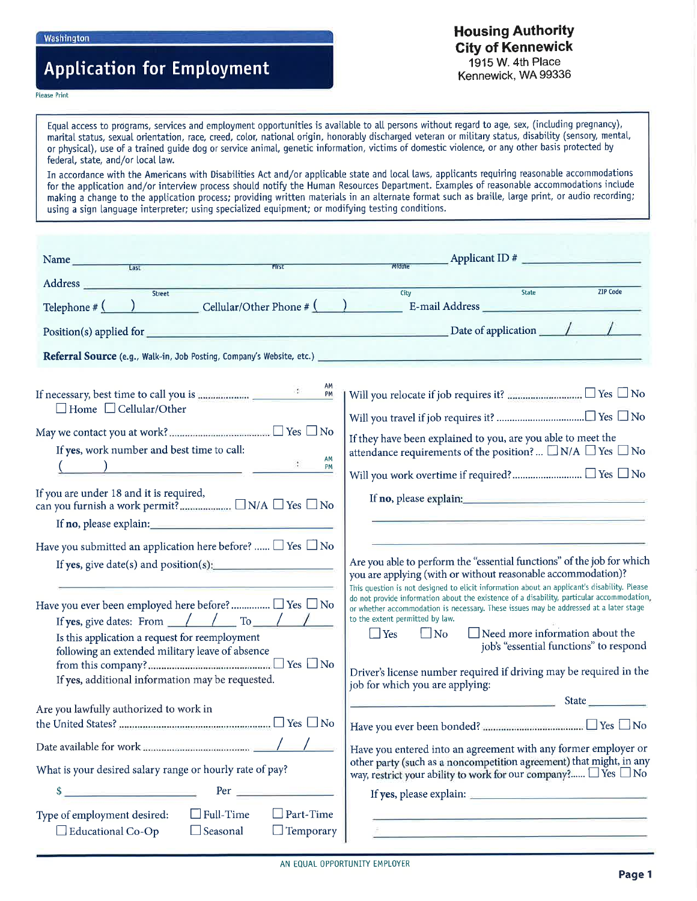Washington

# Application for Employment

Please Print

**Housing Authority**
**City of Kennewick**
1915 W. 4th Place
Kennewick, WA 99336

Equal access to programs, services and employment opportunities is available to all persons without regard to age, sex, (including pregnancy), marital status, sexual orientation, race, creed, color, national origin, honorably discharged veteran or military status, disability (sensory, mental, or physical), use of a trained guide dog or service animal, genetic information, victims of domestic violence, or any other basis protected by federal, state, and/or local law.

In accordance with the Americans with Disabilities Act and/or applicable state and local laws, applicants requiring reasonable accommodations for the application and/or interview process should notify the Human Resources Department. Examples of reasonable accommodations include making a change to the application process; providing written materials in an alternate format such as braille, large print, or audio recording; using a sign language interpreter; using specialized equipment; or modifying testing conditions.

Name ______________________ (Last) ______________________ (First) ______________________ (Middle) Applicant ID # ______________

Address ______________________ (Street) ______________ (City) ______ (State) ______ (ZIP Code)

Telephone # ( ) ______________ Cellular/Other Phone # ( ) ______________ E-mail Address ______________

Position(s) applied for ______________________________ Date of application ___/___/___

**Referral Source** (e.g., Walk-in, Job Posting, Company's Website, etc.) ______________________________

If necessary, best time to call you is ............ ___:___ AM/PM
☐ Home ☐ Cellular/Other

May we contact you at work? ............ ☐ Yes ☐ No
If **yes**, work number and best time to call:
( ) ______________ ___:___ AM/PM

If you are under 18 and it is required, can you furnish a work permit? ............ ☐ N/A ☐ Yes ☐ No
If **no**, please explain: ______________________________

Have you submitted an application here before? ...... ☐ Yes ☐ No
If **yes**, give date(s) and position(s): ______________________________

Have you ever been employed here before? ............ ☐ Yes ☐ No
If **yes**, give dates: From ___/___/___ To ___/___/___
Is this application a request for reemployment following an extended military leave of absence from this company? ............ ☐ Yes ☐ No
If **yes**, additional information may be requested.

Are you lawfully authorized to work in the United States? ............ ☐ Yes ☐ No

Date available for work ............ ___/___/___

What is your desired salary range or hourly rate of pay?
$ ______________ Per ______________

Type of employment desired: ☐ Full-Time ☐ Part-Time ☐ Educational Co-Op ☐ Seasonal ☐ Temporary

Will you relocate if job requires it? ............ ☐ Yes ☐ No

Will you travel if job requires it? ............ ☐ Yes ☐ No

If they have been explained to you, are you able to meet the attendance requirements of the position? ... ☐ N/A ☐ Yes ☐ No

Will you work overtime if required? ............ ☐ Yes ☐ No
If **no**, please explain: ______________________________

Are you able to perform the "essential functions" of the job for which you are applying (with or without reasonable accommodation)?
This question is not designed to elicit information about an applicant's disability. Please do not provide information about the existence of a disability, particular accommodation, or whether accommodation is necessary. These issues may be addressed at a later stage to the extent permitted by law.
☐ Yes ☐ No ☐ Need more information about the job's "essential functions" to respond

Driver's license number required if driving may be required in the job for which you are applying:
______________________________ State ______________

Have you ever been bonded? ............ ☐ Yes ☐ No

Have you entered into an agreement with any former employer or other party (such as a noncompetition agreement) that might, in any way, restrict your ability to work for our company?...... ☐ Yes ☐ No
If **yes**, please explain: ______________________________

AN EQUAL OPPORTUNITY EMPLOYER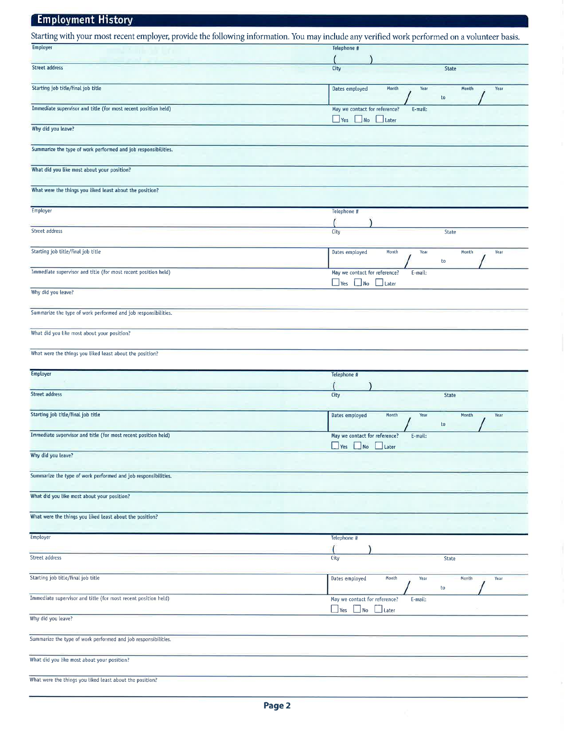## Employment History

Starting with your most recent employer, provide the following information. You may include any verified work performed on a volunteer basis.

| | |
|---|---|
| Employer | Telephone # ( ) |
| Street address | City / State |
| Starting job title/final job title | Dates employed Month / Year to Month / Year |
| Immediate supervisor and title (for most recent position held) | May we contact for reference? ☐ Yes ☐ No ☐ Later E-mail: |
| Why did you leave? | |
| Summarize the type of work performed and job responsibilities. | |
| What did you like most about your position? | |
| What were the things you liked least about the position? | |

| | |
|---|---|
| Employer | Telephone # ( ) |
| Street address | City / State |
| Starting job title/final job title | Dates employed Month / Year to Month / Year |
| Immediate supervisor and title (for most recent position held) | May we contact for reference? ☐ Yes ☐ No ☐ Later E-mail: |
| Why did you leave? | |
| Summarize the type of work performed and job responsibilities. | |
| What did you like most about your position? | |
| What were the things you liked least about the position? | |

| | |
|---|---|
| Employer | Telephone # ( ) |
| Street address | City / State |
| Starting job title/final job title | Dates employed Month / Year to Month / Year |
| Immediate supervisor and title (for most recent position held) | May we contact for reference? ☐ Yes ☐ No ☐ Later E-mail: |
| Why did you leave? | |
| Summarize the type of work performed and job responsibilities. | |
| What did you like most about your position? | |
| What were the things you liked least about the position? | |

| | |
|---|---|
| Employer | Telephone # ( ) |
| Street address | City / State |
| Starting job title/final job title | Dates employed Month / Year to Month / Year |
| Immediate supervisor and title (for most recent position held) | May we contact for reference? ☐ Yes ☐ No ☐ Later E-mail: |
| Why did you leave? | |
| Summarize the type of work performed and job responsibilities. | |
| What did you like most about your position? | |
| What were the things you liked least about the position? | |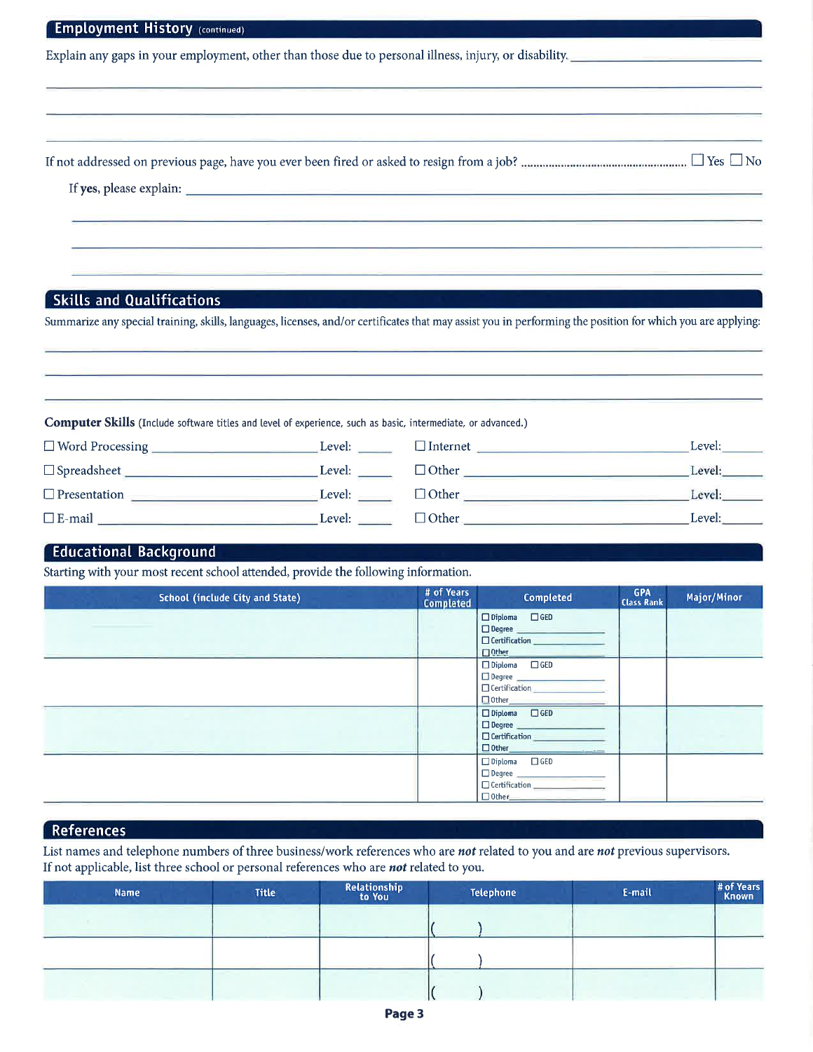## Employment History (continued)

Explain any gaps in your employment, other than those due to personal illness, injury, or disability. ______________________________

________________________________________________________________________

________________________________________________________________________

________________________________________________________________________

If not addressed on previous page, have you ever been fired or asked to resign from a job? ☐ Yes ☐ No

If **yes**, please explain: ______________________________________________

________________________________________________________________________

________________________________________________________________________

________________________________________________________________________

## Skills and Qualifications

Summarize any special training, skills, languages, licenses, and/or certificates that may assist you in performing the position for which you are applying:

________________________________________________________________________

________________________________________________________________________

________________________________________________________________________

**Computer Skills** (Include software titles and level of experience, such as basic, intermediate, or advanced.)

☐ Word Processing ______________________ Level: ______ ☐ Internet ______________________ Level: ______

☐ Spreadsheet ______________________ Level: ______ ☐ Other ______________________ Level: ______

☐ Presentation ______________________ Level: ______ ☐ Other ______________________ Level: ______

☐ E-mail ______________________ Level: ______ ☐ Other ______________________ Level: ______

## Educational Background

Starting with your most recent school attended, provide the following information.

| School (include City and State) | # of Years Completed | Completed | GPA Class Rank | Major/Minor |
|---|---|---|---|---|
| | | ☐ Diploma ☐ GED<br>☐ Degree ________<br>☐ Certification ________<br>☐ Other ________ | | |
| | | ☐ Diploma ☐ GED<br>☐ Degree ________<br>☐ Certification ________<br>☐ Other ________ | | |
| | | ☐ Diploma ☐ GED<br>☐ Degree ________<br>☐ Certification ________<br>☐ Other ________ | | |
| | | ☐ Diploma ☐ GED<br>☐ Degree ________<br>☐ Certification ________<br>☐ Other ________ | | |

## References

List names and telephone numbers of three business/work references who are ***not*** related to you and are ***not*** previous supervisors. If not applicable, list three school or personal references who are ***not*** related to you.

| Name | Title | Relationship to You | Telephone | E-mail | # of Years Known |
|---|---|---|---|---|---|
| | | | ( ) | | |
| | | | ( ) | | |
| | | | ( ) | | |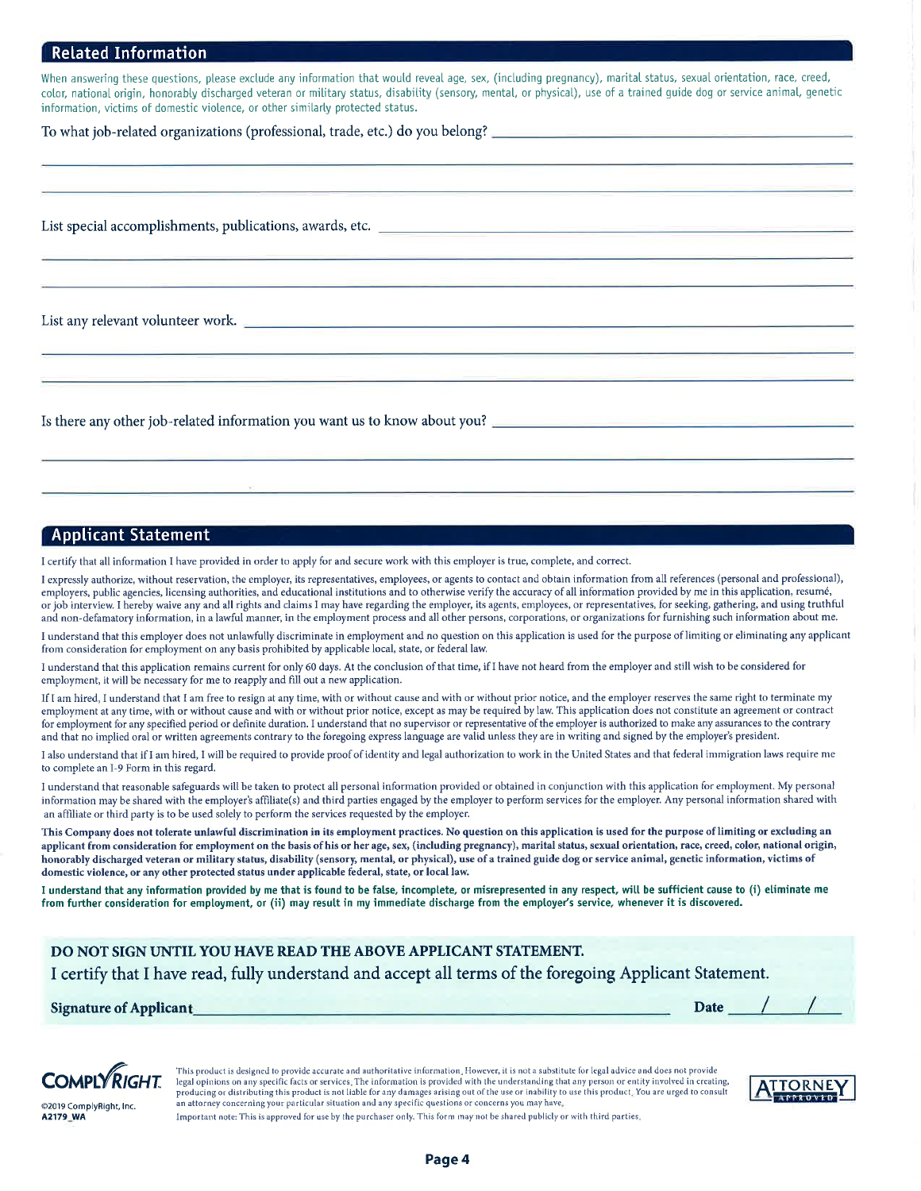## Related Information

When answering these questions, please exclude any information that would reveal age, sex, (including pregnancy), marital status, sexual orientation, race, creed, color, national origin, honorably discharged veteran or military status, disability (sensory, mental, or physical), use of a trained guide dog or service animal, genetic information, victims of domestic violence, or other similarly protected status.

To what job-related organizations (professional, trade, etc.) do you belong? ______________________________

List special accomplishments, publications, awards, etc. ______________________________

List any relevant volunteer work. ______________________________

Is there any other job-related information you want us to know about you? ______________________________

## Applicant Statement

I certify that all information I have provided in order to apply for and secure work with this employer is true, complete, and correct.

I expressly authorize, without reservation, the employer, its representatives, employees, or agents to contact and obtain information from all references (personal and professional), employers, public agencies, licensing authorities, and educational institutions and to otherwise verify the accuracy of all information provided by me in this application, resumé, or job interview. I hereby waive any and all rights and claims I may have regarding the employer, its agents, employees, or representatives, for seeking, gathering, and using truthful and non-defamatory information, in a lawful manner, in the employment process and all other persons, corporations, or organizations for furnishing such information about me.

I understand that this employer does not unlawfully discriminate in employment and no question on this application is used for the purpose of limiting or eliminating any applicant from consideration for employment on any basis prohibited by applicable local, state, or federal law.

I understand that this application remains current for only 60 days. At the conclusion of that time, if I have not heard from the employer and still wish to be considered for employment, it will be necessary for me to reapply and fill out a new application.

If I am hired, I understand that I am free to resign at any time, with or without cause and with or without prior notice, and the employer reserves the same right to terminate my employment at any time, with or without cause and with or without prior notice, except as may be required by law. This application does not constitute an agreement or contract for employment for any specified period or definite duration. I understand that no supervisor or representative of the employer is authorized to make any assurances to the contrary and that no implied oral or written agreements contrary to the foregoing express language are valid unless they are in writing and signed by the employer's president.

I also understand that if I am hired, I will be required to provide proof of identity and legal authorization to work in the United States and that federal immigration laws require me to complete an I-9 Form in this regard.

I understand that reasonable safeguards will be taken to protect all personal information provided or obtained in conjunction with this application for employment. My personal information may be shared with the employer's affiliate(s) and third parties engaged by the employer to perform services for the employer. Any personal information shared with an affiliate or third party is to be used solely to perform the services requested by the employer.

**This Company does not tolerate unlawful discrimination in its employment practices. No question on this application is used for the purpose of limiting or excluding an applicant from consideration for employment on the basis of his or her age, sex, (including pregnancy), marital status, sexual orientation, race, creed, color, national origin, honorably discharged veteran or military status, disability (sensory, mental, or physical), use of a trained guide dog or service animal, genetic information, victims of domestic violence, or any other protected status under applicable federal, state, or local law.**

**I understand that any information provided by me that is found to be false, incomplete, or misrepresented in any respect, will be sufficient cause to (i) eliminate me from further consideration for employment, or (ii) may result in my immediate discharge from the employer's service, whenever it is discovered.**

**DO NOT SIGN UNTIL YOU HAVE READ THE ABOVE APPLICANT STATEMENT.**

I certify that I have read, fully understand and accept all terms of the foregoing Applicant Statement.

**Signature of Applicant** ______________________________ **Date** ____/____/____

COMPLYRIGHT

©2019 ComplyRight, Inc.
A2179_WA

This product is designed to provide accurate and authoritative information. However, it is not a substitute for legal advice and does not provide legal opinions on any specific facts or services. The information is provided with the understanding that any person or entity involved in creating, producing or distributing this product is not liable for any damages arising out of the use or inability to use this product. You are urged to consult an attorney concerning your particular situation and any specific questions or concerns you may have.

Important note: This is approved for use by the purchaser only. This form may not be shared publicly or with third parties.

ATTORNEY APPROVED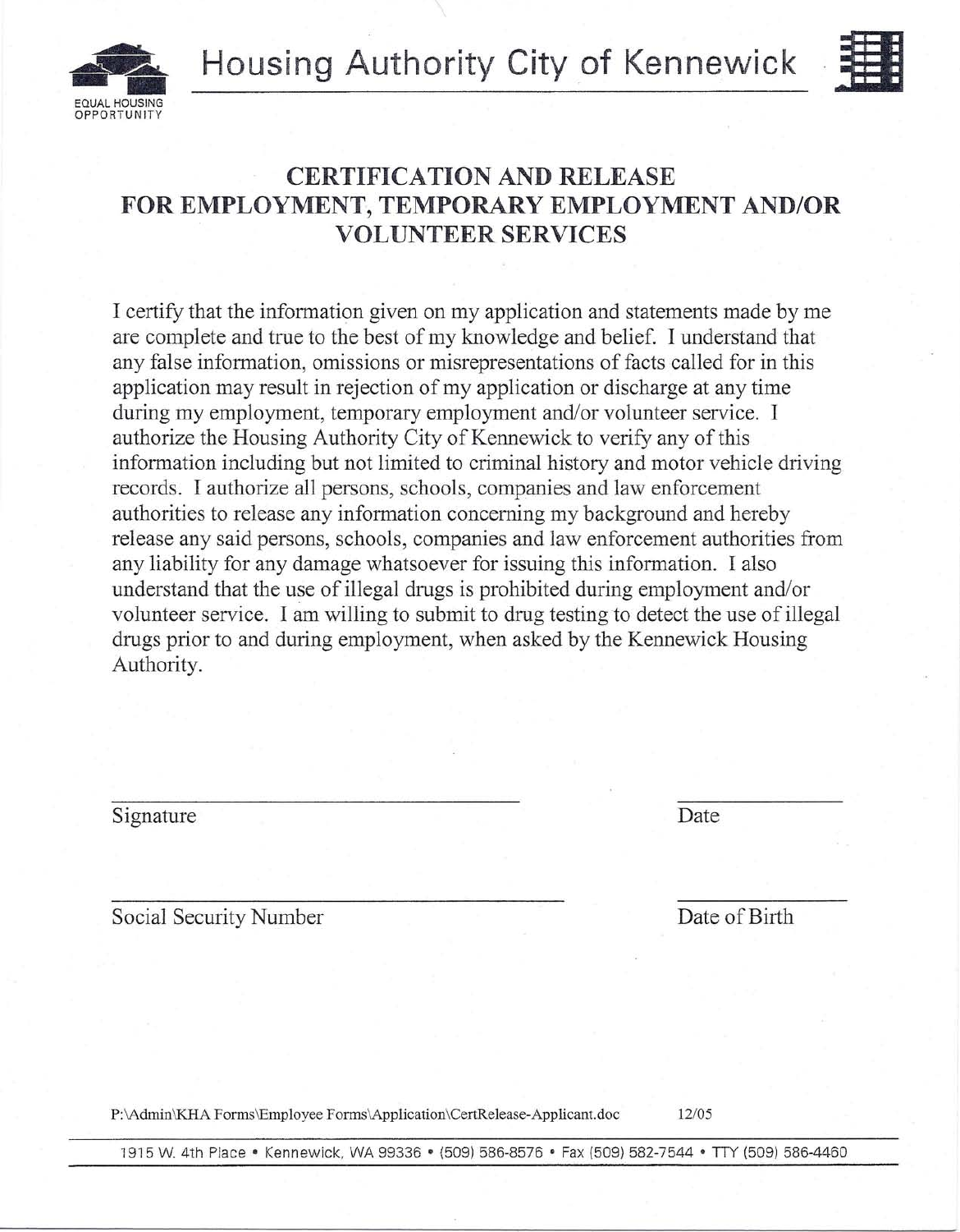Housing Authority City of Kennewick

EQUAL HOUSING OPPORTUNITY

# CERTIFICATION AND RELEASE FOR EMPLOYMENT, TEMPORARY EMPLOYMENT AND/OR VOLUNTEER SERVICES

I certify that the information given on my application and statements made by me are complete and true to the best of my knowledge and belief. I understand that any false information, omissions or misrepresentations of facts called for in this application may result in rejection of my application or discharge at any time during my employment, temporary employment and/or volunteer service. I authorize the Housing Authority City of Kennewick to verify any of this information including but not limited to criminal history and motor vehicle driving records. I authorize all persons, schools, companies and law enforcement authorities to release any information concerning my background and hereby release any said persons, schools, companies and law enforcement authorities from any liability for any damage whatsoever for issuing this information. I also understand that the use of illegal drugs is prohibited during employment and/or volunteer service. I am willing to submit to drug testing to detect the use of illegal drugs prior to and during employment, when asked by the Kennewick Housing Authority.

_________________________________ Signature &nbsp;&nbsp;&nbsp;&nbsp;&nbsp;&nbsp;&nbsp;&nbsp; ______________ Date

_________________________________ Social Security Number &nbsp;&nbsp;&nbsp;&nbsp;&nbsp;&nbsp;&nbsp;&nbsp; ______________ Date of Birth

P:\Admin\KHA Forms\Employee Forms\Application\CertRelease-Applicant.doc 12/05

1915 W. 4th Place • Kennewick, WA 99336 • (509) 586-8576 • Fax (509) 582-7544 • TTY (509) 586-4460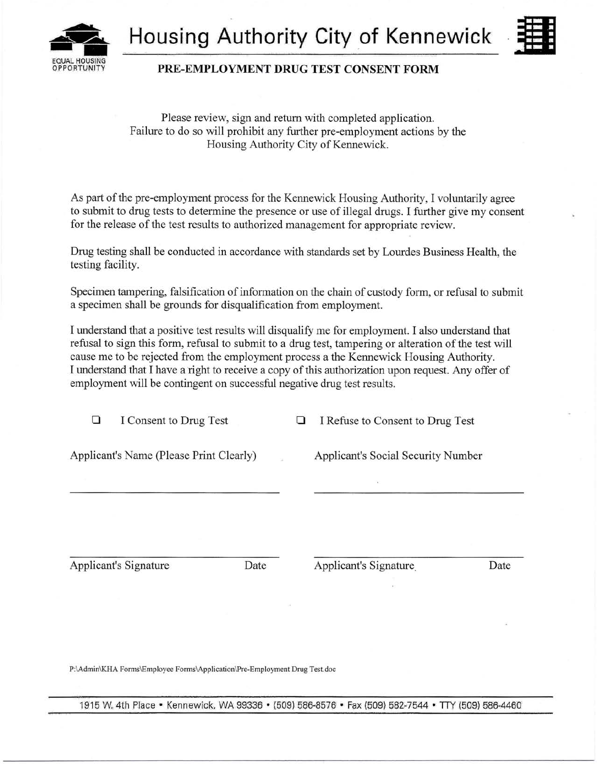# Housing Authority City of Kennewick

EQUAL HOUSING OPPORTUNITY

## PRE-EMPLOYMENT DRUG TEST CONSENT FORM

Please review, sign and return with completed application.
Failure to do so will prohibit any further pre-employment actions by the Housing Authority City of Kennewick.

As part of the pre-employment process for the Kennewick Housing Authority, I voluntarily agree to submit to drug tests to determine the presence or use of illegal drugs. I further give my consent for the release of the test results to authorized management for appropriate review.

Drug testing shall be conducted in accordance with standards set by Lourdes Business Health, the testing facility.

Specimen tampering, falsification of information on the chain of custody form, or refusal to submit a specimen shall be grounds for disqualification from employment.

I understand that a positive test results will disqualify me for employment. I also understand that refusal to sign this form, refusal to submit to a drug test, tampering or alteration of the test will cause me to be rejected from the employment process a the Kennewick Housing Authority.
I understand that I have a right to receive a copy of this authorization upon request. Any offer of employment will be contingent on successful negative drug test results.

☐ I Consent to Drug Test ☐ I Refuse to Consent to Drug Test

Applicant's Name (Please Print Clearly) \_\_\_\_\_\_\_\_\_\_\_\_\_\_\_\_\_\_\_\_\_\_\_\_

Applicant's Social Security Number \_\_\_\_\_\_\_\_\_\_\_\_\_\_\_\_\_\_\_\_\_\_\_\_

\_\_\_\_\_\_\_\_\_\_\_\_\_\_\_\_\_\_\_\_\_\_\_\_
Applicant's Signature Date

\_\_\_\_\_\_\_\_\_\_\_\_\_\_\_\_\_\_\_\_\_\_\_\_
Applicant's Signature Date

P:\Admin\KHA Forms\Employee Forms\Application\Pre-Employment Drug Test.doc

1915 W. 4th Place • Kennewick, WA 99336 • (509) 586-8576 • Fax (509) 582-7544 • TTY (509) 586-4460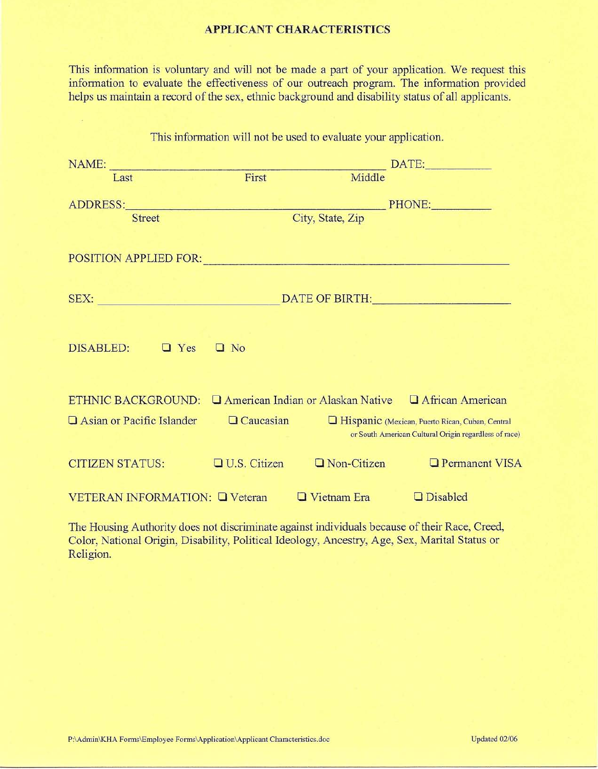## APPLICANT CHARACTERISTICS

This information is voluntary and will not be made a part of your application. We request this information to evaluate the effectiveness of our outreach program. The information provided helps us maintain a record of the sex, ethnic background and disability status of all applicants.

This information will not be used to evaluate your application.

NAME: ______________________________________________ DATE: __________
Last First Middle

ADDRESS: ___________________________________________ PHONE: __________
Street City, State, Zip

POSITION APPLIED FOR: ______________________________________________

SEX: __________________________ DATE OF BIRTH: ______________________

DISABLED: ❑ Yes ❑ No

ETHNIC BACKGROUND: ❑ American Indian or Alaskan Native ❑ African American

❑ Asian or Pacific Islander ❑ Caucasian ❑ Hispanic (Mexican, Puerto Rican, Cuban, Central or South American Cultural Origin regardless of race)

CITIZEN STATUS: ❑ U.S. Citizen ❑ Non-Citizen ❑ Permanent VISA

VETERAN INFORMATION: ❑ Veteran ❑ Vietnam Era ❑ Disabled

The Housing Authority does not discriminate against individuals because of their Race, Creed, Color, National Origin, Disability, Political Ideology, Ancestry, Age, Sex, Marital Status or Religion.

P:\Admin\KHA Forms\Employee Forms\Application\Applicant Characteristics.doc Updated 02/06